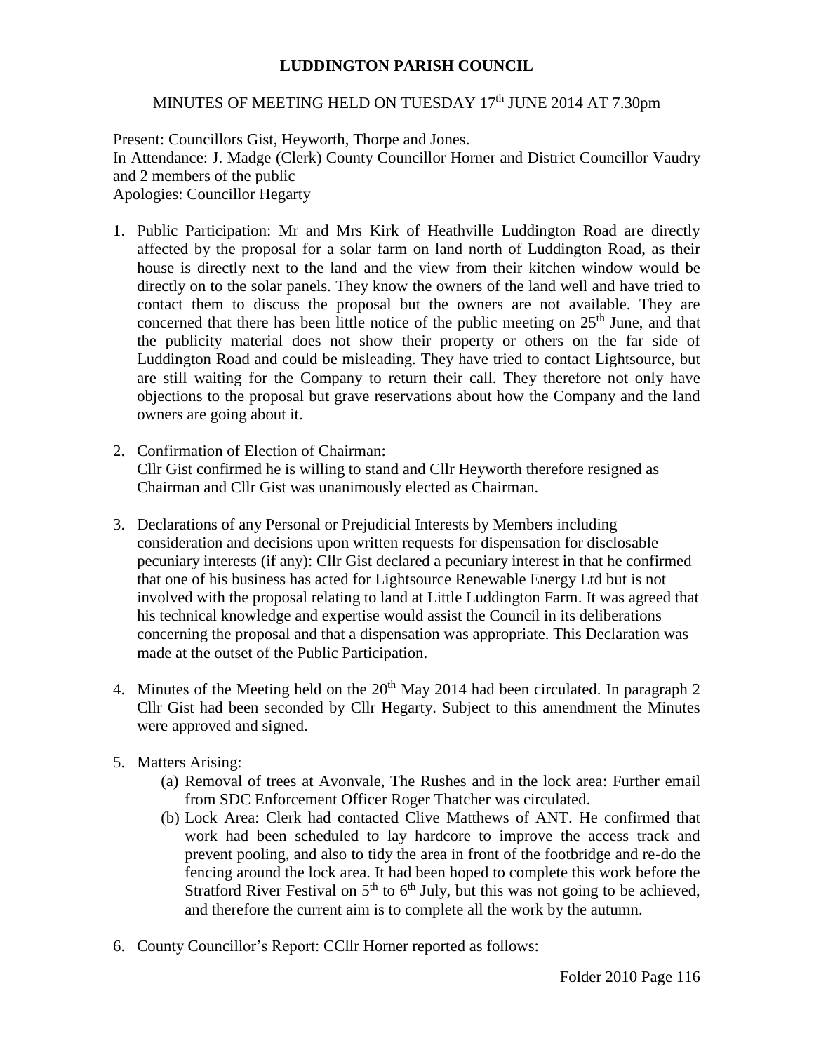# LUDDINGTON PARISH COUNCIL

MINUTES OF MEETING HELD ON TUESDAY 17th JUNE 2014 AT 7.30pm

Present: Councillors Gist, Heyworth, Thorpe and Jones.
In Attendance: J. Madge (Clerk) County Councillor Horner and District Councillor Vaudry and 2 members of the public
Apologies: Councillor Hegarty

1. Public Participation: Mr and Mrs Kirk of Heathville Luddington Road are directly affected by the proposal for a solar farm on land north of Luddington Road, as their house is directly next to the land and the view from their kitchen window would be directly on to the solar panels. They know the owners of the land well and have tried to contact them to discuss the proposal but the owners are not available. They are concerned that there has been little notice of the public meeting on 25th June, and that the publicity material does not show their property or others on the far side of Luddington Road and could be misleading. They have tried to contact Lightsource, but are still waiting for the Company to return their call. They therefore not only have objections to the proposal but grave reservations about how the Company and the land owners are going about it.

2. Confirmation of Election of Chairman:
   Cllr Gist confirmed he is willing to stand and Cllr Heyworth therefore resigned as Chairman and Cllr Gist was unanimously elected as Chairman.

3. Declarations of any Personal or Prejudicial Interests by Members including consideration and decisions upon written requests for dispensation for disclosable pecuniary interests (if any): Cllr Gist declared a pecuniary interest in that he confirmed that one of his business has acted for Lightsource Renewable Energy Ltd but is not involved with the proposal relating to land at Little Luddington Farm. It was agreed that his technical knowledge and expertise would assist the Council in its deliberations concerning the proposal and that a dispensation was appropriate. This Declaration was made at the outset of the Public Participation.

4. Minutes of the Meeting held on the 20th May 2014 had been circulated. In paragraph 2 Cllr Gist had been seconded by Cllr Hegarty. Subject to this amendment the Minutes were approved and signed.

5. Matters Arising:
   (a) Removal of trees at Avonvale, The Rushes and in the lock area: Further email from SDC Enforcement Officer Roger Thatcher was circulated.
   (b) Lock Area: Clerk had contacted Clive Matthews of ANT. He confirmed that work had been scheduled to lay hardcore to improve the access track and prevent pooling, and also to tidy the area in front of the footbridge and re-do the fencing around the lock area. It had been hoped to complete this work before the Stratford River Festival on 5th to 6th July, but this was not going to be achieved, and therefore the current aim is to complete all the work by the autumn.

6. County Councillor's Report: CCllr Horner reported as follows:

Folder 2010 Page 116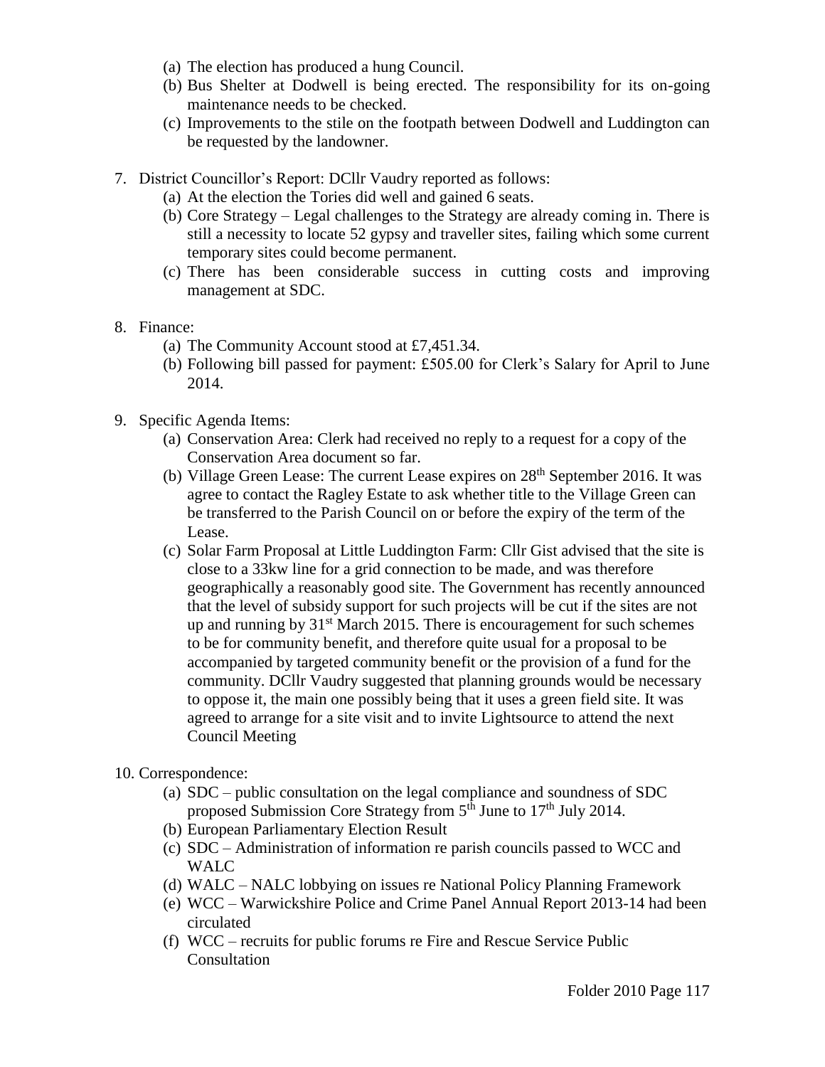(a) The election has produced a hung Council.
(b) Bus Shelter at Dodwell is being erected. The responsibility for its on-going maintenance needs to be checked.
(c) Improvements to the stile on the footpath between Dodwell and Luddington can be requested by the landowner.

7. District Councillor's Report: DCllr Vaudry reported as follows:
   (a) At the election the Tories did well and gained 6 seats.
   (b) Core Strategy – Legal challenges to the Strategy are already coming in. There is still a necessity to locate 52 gypsy and traveller sites, failing which some current temporary sites could become permanent.
   (c) There has been considerable success in cutting costs and improving management at SDC.

8. Finance:
   (a) The Community Account stood at £7,451.34.
   (b) Following bill passed for payment: £505.00 for Clerk's Salary for April to June 2014.

9. Specific Agenda Items:
   (a) Conservation Area: Clerk had received no reply to a request for a copy of the Conservation Area document so far.
   (b) Village Green Lease: The current Lease expires on 28th September 2016. It was agree to contact the Ragley Estate to ask whether title to the Village Green can be transferred to the Parish Council on or before the expiry of the term of the Lease.
   (c) Solar Farm Proposal at Little Luddington Farm: Cllr Gist advised that the site is close to a 33kw line for a grid connection to be made, and was therefore geographically a reasonably good site. The Government has recently announced that the level of subsidy support for such projects will be cut if the sites are not up and running by 31st March 2015. There is encouragement for such schemes to be for community benefit, and therefore quite usual for a proposal to be accompanied by targeted community benefit or the provision of a fund for the community. DCllr Vaudry suggested that planning grounds would be necessary to oppose it, the main one possibly being that it uses a green field site. It was agreed to arrange for a site visit and to invite Lightsource to attend the next Council Meeting

10. Correspondence:
   (a) SDC – public consultation on the legal compliance and soundness of SDC proposed Submission Core Strategy from 5th June to 17th July 2014.
   (b) European Parliamentary Election Result
   (c) SDC – Administration of information re parish councils passed to WCC and WALC
   (d) WALC – NALC lobbying on issues re National Policy Planning Framework
   (e) WCC – Warwickshire Police and Crime Panel Annual Report 2013-14 had been circulated
   (f) WCC – recruits for public forums re Fire and Rescue Service Public Consultation

Folder 2010 Page 117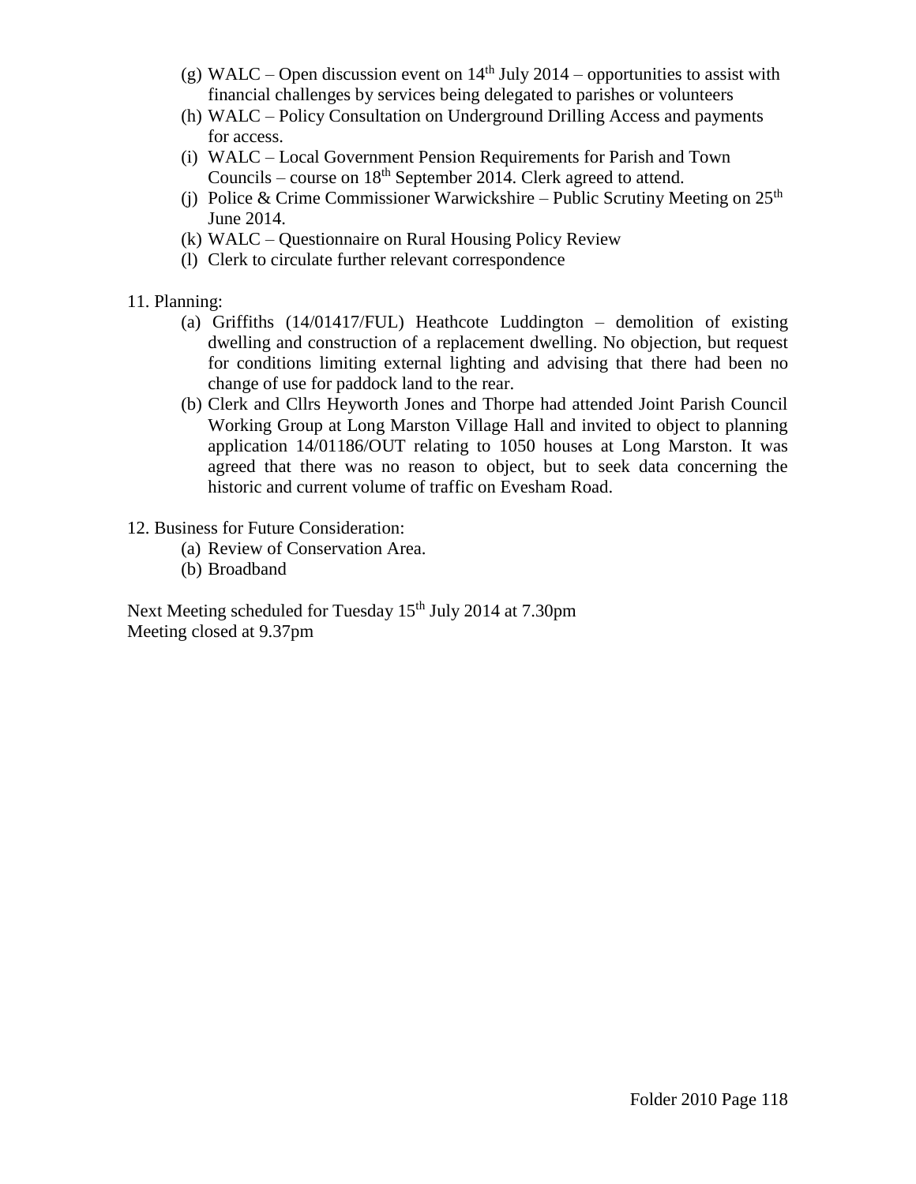(g) WALC – Open discussion event on 14th July 2014 – opportunities to assist with financial challenges by services being delegated to parishes or volunteers

(h) WALC – Policy Consultation on Underground Drilling Access and payments for access.

(i) WALC – Local Government Pension Requirements for Parish and Town Councils – course on 18th September 2014. Clerk agreed to attend.

(j) Police & Crime Commissioner Warwickshire – Public Scrutiny Meeting on 25th June 2014.

(k) WALC – Questionnaire on Rural Housing Policy Review

(l) Clerk to circulate further relevant correspondence

11. Planning:

(a) Griffiths (14/01417/FUL) Heathcote Luddington – demolition of existing dwelling and construction of a replacement dwelling. No objection, but request for conditions limiting external lighting and advising that there had been no change of use for paddock land to the rear.

(b) Clerk and Cllrs Heyworth Jones and Thorpe had attended Joint Parish Council Working Group at Long Marston Village Hall and invited to object to planning application 14/01186/OUT relating to 1050 houses at Long Marston. It was agreed that there was no reason to object, but to seek data concerning the historic and current volume of traffic on Evesham Road.

12. Business for Future Consideration:

(a) Review of Conservation Area.

(b) Broadband

Next Meeting scheduled for Tuesday 15th July 2014 at 7.30pm
Meeting closed at 9.37pm

Folder 2010 Page 118